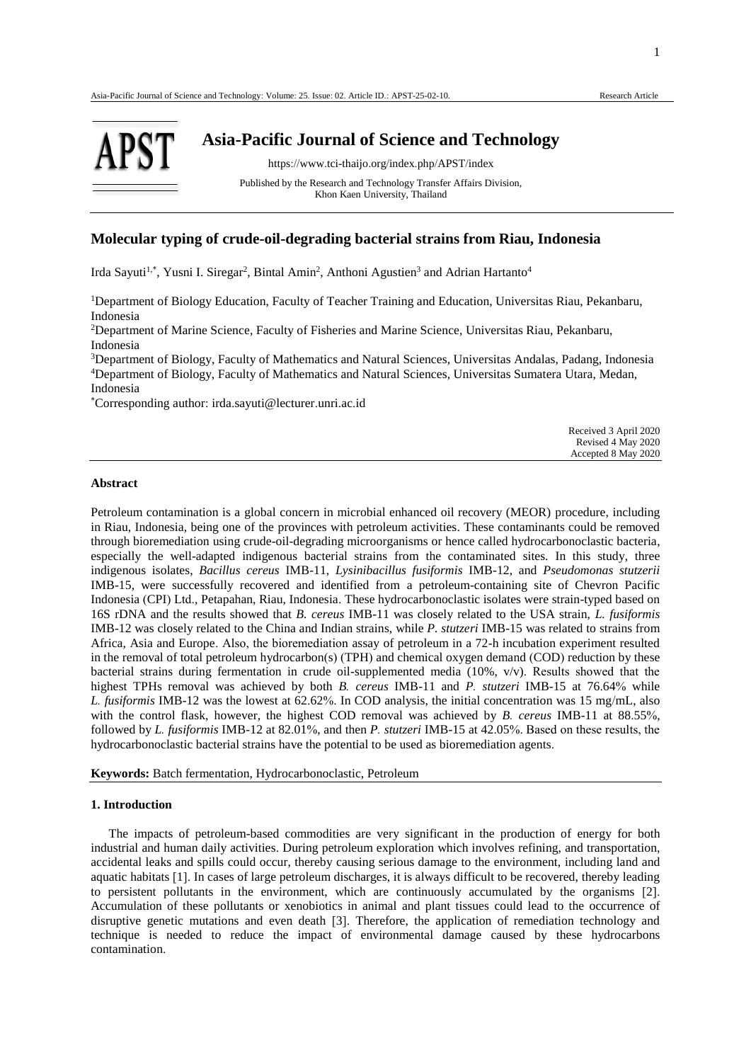# Asia-Pacific Journal of Science and Technology

https://www.tci-thaijo.org/index.php/APST/index

Published by the Research and Technology Transfer Affairs Division,
Khon Kaen University, Thailand

## Molecular typing of crude-oil-degrading bacterial strains from Riau, Indonesia

Irda Sayuti[1,*], Yusni I. Siregar[2], Bintal Amin[2], Anthoni Agustien[3] and Adrian Hartanto[4]

[1]Department of Biology Education, Faculty of Teacher Training and Education, Universitas Riau, Pekanbaru, Indonesia
[2]Department of Marine Science, Faculty of Fisheries and Marine Science, Universitas Riau, Pekanbaru, Indonesia
[3]Department of Biology, Faculty of Mathematics and Natural Sciences, Universitas Andalas, Padang, Indonesia
[4]Department of Biology, Faculty of Mathematics and Natural Sciences, Universitas Sumatera Utara, Medan, Indonesia
[*]Corresponding author: irda.sayuti@lecturer.unri.ac.id

Received 3 April 2020
Revised 4 May 2020
Accepted 8 May 2020

### Abstract

Petroleum contamination is a global concern in microbial enhanced oil recovery (MEOR) procedure, including in Riau, Indonesia, being one of the provinces with petroleum activities. These contaminants could be removed through bioremediation using crude-oil-degrading microorganisms or hence called hydrocarbonoclastic bacteria, especially the well-adapted indigenous bacterial strains from the contaminated sites. In this study, three indigenous isolates, *Bacillus cereus* IMB-11, *Lysinibacillus fusiformis* IMB-12, and *Pseudomonas stutzerii* IMB-15, were successfully recovered and identified from a petroleum-containing site of Chevron Pacific Indonesia (CPI) Ltd., Petapahan, Riau, Indonesia. These hydrocarbonoclastic isolates were strain-typed based on 16S rDNA and the results showed that *B. cereus* IMB-11 was closely related to the USA strain, *L. fusiformis* IMB-12 was closely related to the China and Indian strains, while *P. stutzeri* IMB-15 was related to strains from Africa, Asia and Europe. Also, the bioremediation assay of petroleum in a 72-h incubation experiment resulted in the removal of total petroleum hydrocarbon(s) (TPH) and chemical oxygen demand (COD) reduction by these bacterial strains during fermentation in crude oil-supplemented media (10%, v/v). Results showed that the highest TPHs removal was achieved by both *B. cereus* IMB-11 and *P. stutzeri* IMB-15 at 76.64% while *L. fusiformis* IMB-12 was the lowest at 62.62%. In COD analysis, the initial concentration was 15 mg/mL, also with the control flask, however, the highest COD removal was achieved by *B. cereus* IMB-11 at 88.55%, followed by *L. fusiformis* IMB-12 at 82.01%, and then *P. stutzeri* IMB-15 at 42.05%. Based on these results, the hydrocarbonoclastic bacterial strains have the potential to be used as bioremediation agents.

**Keywords:** Batch fermentation, Hydrocarbonoclastic, Petroleum

### 1. Introduction

The impacts of petroleum-based commodities are very significant in the production of energy for both industrial and human daily activities. During petroleum exploration which involves refining, and transportation, accidental leaks and spills could occur, thereby causing serious damage to the environment, including land and aquatic habitats [1]. In cases of large petroleum discharges, it is always difficult to be recovered, thereby leading to persistent pollutants in the environment, which are continuously accumulated by the organisms [2]. Accumulation of these pollutants or xenobiotics in animal and plant tissues could lead to the occurrence of disruptive genetic mutations and even death [3]. Therefore, the application of remediation technology and technique is needed to reduce the impact of environmental damage caused by these hydrocarbons contamination.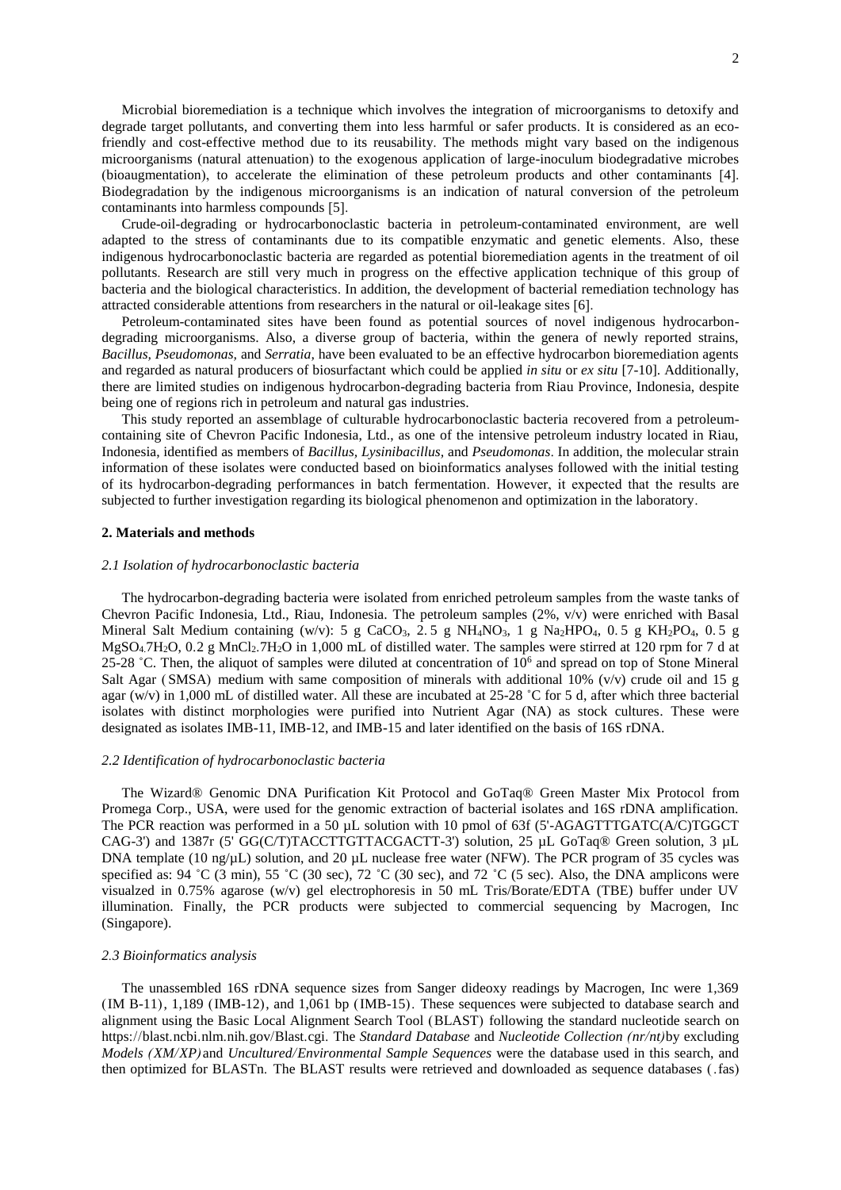Microbial bioremediation is a technique which involves the integration of microorganisms to detoxify and degrade target pollutants, and converting them into less harmful or safer products. It is considered as an eco-friendly and cost-effective method due to its reusability. The methods might vary based on the indigenous microorganisms (natural attenuation) to the exogenous application of large-inoculum biodegradative microbes (bioaugmentation), to accelerate the elimination of these petroleum products and other contaminants [4]. Biodegradation by the indigenous microorganisms is an indication of natural conversion of the petroleum contaminants into harmless compounds [5].

Crude-oil-degrading or hydrocarbonoclastic bacteria in petroleum-contaminated environment, are well adapted to the stress of contaminants due to its compatible enzymatic and genetic elements. Also, these indigenous hydrocarbonoclastic bacteria are regarded as potential bioremediation agents in the treatment of oil pollutants. Research are still very much in progress on the effective application technique of this group of bacteria and the biological characteristics. In addition, the development of bacterial remediation technology has attracted considerable attentions from researchers in the natural or oil-leakage sites [6].

Petroleum-contaminated sites have been found as potential sources of novel indigenous hydrocarbon-degrading microorganisms. Also, a diverse group of bacteria, within the genera of newly reported strains, *Bacillus, Pseudomonas,* and *Serratia*, have been evaluated to be an effective hydrocarbon bioremediation agents and regarded as natural producers of biosurfactant which could be applied *in situ* or *ex situ* [7-10]. Additionally, there are limited studies on indigenous hydrocarbon-degrading bacteria from Riau Province, Indonesia, despite being one of regions rich in petroleum and natural gas industries.

This study reported an assemblage of culturable hydrocarbonoclastic bacteria recovered from a petroleum-containing site of Chevron Pacific Indonesia, Ltd., as one of the intensive petroleum industry located in Riau, Indonesia, identified as members of *Bacillus, Lysinibacillus*, and *Pseudomonas*. In addition, the molecular strain information of these isolates were conducted based on bioinformatics analyses followed with the initial testing of its hydrocarbon-degrading performances in batch fermentation. However, it expected that the results are subjected to further investigation regarding its biological phenomenon and optimization in the laboratory.

## 2. Materials and methods

### 2.1 Isolation of hydrocarbonoclastic bacteria

The hydrocarbon-degrading bacteria were isolated from enriched petroleum samples from the waste tanks of Chevron Pacific Indonesia, Ltd., Riau, Indonesia. The petroleum samples (2%, v/v) were enriched with Basal Mineral Salt Medium containing (w/v): 5 g $CaCO_3$, 2.5 g $NH_4NO_3$, 1 g $Na_2HPO_4$, 0.5 g $KH_2PO_4$, 0.5 g $MgSO_4.7H_2O$, 0.2 g $MnCl_2.7H_2O$ in 1,000 mL of distilled water. The samples were stirred at 120 rpm for 7 d at 25-28 ˚C. Then, the aliquot of samples were diluted at concentration of $10^6$ and spread on top of Stone Mineral Salt Agar (SMSA) medium with same composition of minerals with additional 10% (v/v) crude oil and 15 g agar (w/v) in 1,000 mL of distilled water. All these are incubated at 25-28 ˚C for 5 d, after which three bacterial isolates with distinct morphologies were purified into Nutrient Agar (NA) as stock cultures. These were designated as isolates IMB-11, IMB-12, and IMB-15 and later identified on the basis of 16S rDNA.

### 2.2 Identification of hydrocarbonoclastic bacteria

The Wizard® Genomic DNA Purification Kit Protocol and GoTaq® Green Master Mix Protocol from Promega Corp., USA, were used for the genomic extraction of bacterial isolates and 16S rDNA amplification. The PCR reaction was performed in a 50 µL solution with 10 pmol of 63f (5'-AGAGTTTGATC(A/C)TGGCT CAG-3') and 1387r (5' GG(C/T)TACCTTGTTACGACTT-3') solution, 25 µL GoTaq® Green solution, 3 µL DNA template (10 ng/µL) solution, and 20 µL nuclease free water (NFW). The PCR program of 35 cycles was specified as: 94 ˚C (3 min), 55 ˚C (30 sec), 72 ˚C (30 sec), and 72 ˚C (5 sec). Also, the DNA amplicons were visualzed in 0.75% agarose (w/v) gel electrophoresis in 50 mL Tris/Borate/EDTA (TBE) buffer under UV illumination. Finally, the PCR products were subjected to commercial sequencing by Macrogen, Inc (Singapore).

### 2.3 Bioinformatics analysis

The unassembled 16S rDNA sequence sizes from Sanger dideoxy readings by Macrogen, Inc were 1,369 (IM B-11), 1,189 (IMB-12), and 1,061 bp (IMB-15). These sequences were subjected to database search and alignment using the Basic Local Alignment Search Tool (BLAST) following the standard nucleotide search on https://blast.ncbi.nlm.nih.gov/Blast.cgi. The *Standard Database* and *Nucleotide Collection (nr/nt)*by excluding *Models (XM/XP)* and *Uncultured/Environmental Sample Sequences* were the database used in this search, and then optimized for BLASTn. The BLAST results were retrieved and downloaded as sequence databases (.fas)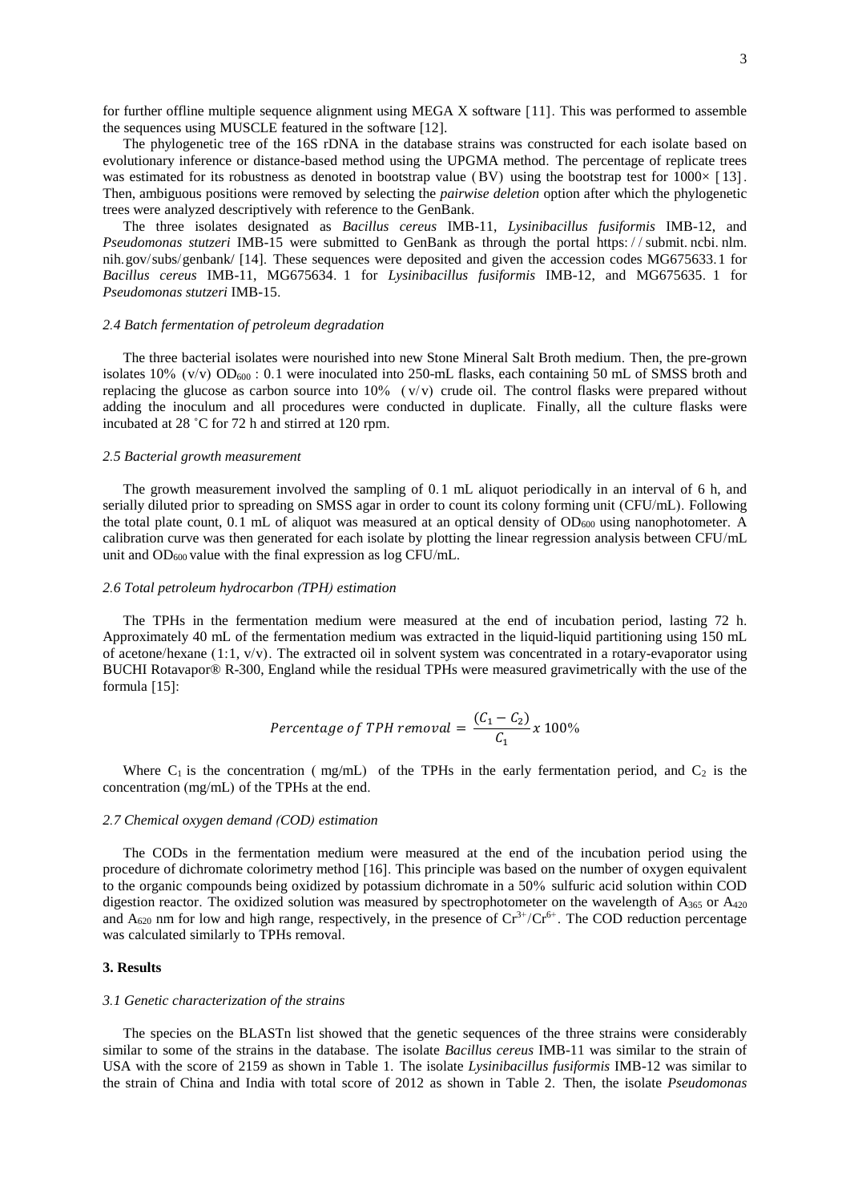for further offline multiple sequence alignment using MEGA X software [11]. This was performed to assemble the sequences using MUSCLE featured in the software [12].

The phylogenetic tree of the 16S rDNA in the database strains was constructed for each isolate based on evolutionary inference or distance-based method using the UPGMA method. The percentage of replicate trees was estimated for its robustness as denoted in bootstrap value (BV) using the bootstrap test for 1000× [13]. Then, ambiguous positions were removed by selecting the *pairwise deletion* option after which the phylogenetic trees were analyzed descriptively with reference to the GenBank.

The three isolates designated as *Bacillus cereus* IMB-11, *Lysinibacillus fusiformis* IMB-12, and *Pseudomonas stutzeri* IMB-15 were submitted to GenBank as through the portal https://submit.ncbi.nlm.nih.gov/subs/genbank/ [14]. These sequences were deposited and given the accession codes MG675633.1 for *Bacillus cereus* IMB-11, MG675634.1 for *Lysinibacillus fusiformis* IMB-12, and MG675635.1 for *Pseudomonas stutzeri* IMB-15.

### *2.4 Batch fermentation of petroleum degradation*

The three bacterial isolates were nourished into new Stone Mineral Salt Broth medium. Then, the pre-grown isolates 10% (v/v) $OD_{600}$ : 0.1 were inoculated into 250-mL flasks, each containing 50 mL of SMSS broth and replacing the glucose as carbon source into 10% (v/v) crude oil. The control flasks were prepared without adding the inoculum and all procedures were conducted in duplicate. Finally, all the culture flasks were incubated at 28 ˚C for 72 h and stirred at 120 rpm.

### *2.5 Bacterial growth measurement*

The growth measurement involved the sampling of 0.1 mL aliquot periodically in an interval of 6 h, and serially diluted prior to spreading on SMSS agar in order to count its colony forming unit (CFU/mL). Following the total plate count, 0.1 mL of aliquot was measured at an optical density of $OD_{600}$ using nanophotometer. A calibration curve was then generated for each isolate by plotting the linear regression analysis between CFU/mL unit and $OD_{600}$ value with the final expression as log CFU/mL.

### *2.6 Total petroleum hydrocarbon (TPH) estimation*

The TPHs in the fermentation medium were measured at the end of incubation period, lasting 72 h. Approximately 40 mL of the fermentation medium was extracted in the liquid-liquid partitioning using 150 mL of acetone/hexane (1:1, v/v). The extracted oil in solvent system was concentrated in a rotary-evaporator using BUCHI Rotavapor® R-300, England while the residual TPHs were measured gravimetrically with the use of the formula [15]:

$$Percentage\ of\ TPH\ removal = \frac{(C_1 - C_2)}{C_1} x\ 100\%$$

Where $C_1$ is the concentration (mg/mL) of the TPHs in the early fermentation period, and $C_2$ is the concentration (mg/mL) of the TPHs at the end.

### *2.7 Chemical oxygen demand (COD) estimation*

The CODs in the fermentation medium were measured at the end of the incubation period using the procedure of dichromate colorimetry method [16]. This principle was based on the number of oxygen equivalent to the organic compounds being oxidized by potassium dichromate in a 50% sulfuric acid solution within COD digestion reactor. The oxidized solution was measured by spectrophotometer on the wavelength of $A_{365}$ or $A_{420}$ and $A_{620}$ nm for low and high range, respectively, in the presence of $Cr^{3+}/Cr^{6+}$. The COD reduction percentage was calculated similarly to TPHs removal.

## **3. Results**

### *3.1 Genetic characterization of the strains*

The species on the BLASTn list showed that the genetic sequences of the three strains were considerably similar to some of the strains in the database. The isolate *Bacillus cereus* IMB-11 was similar to the strain of USA with the score of 2159 as shown in Table 1. The isolate *Lysinibacillus fusiformis* IMB-12 was similar to the strain of China and India with total score of 2012 as shown in Table 2. Then, the isolate *Pseudomonas*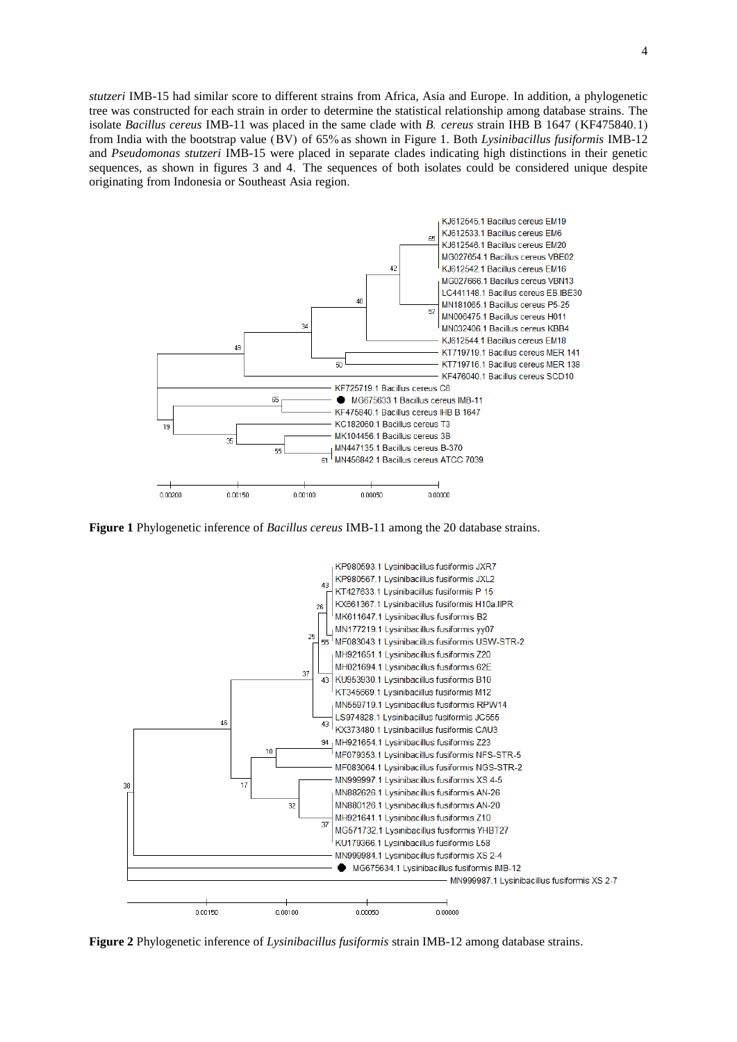*stutzeri* IMB-15 had similar score to different strains from Africa, Asia and Europe. In addition, a phylogenetic tree was constructed for each strain in order to determine the statistical relationship among database strains. The isolate *Bacillus cereus* IMB-11 was placed in the same clade with *B. cereus* strain IHB B 1647 (KF475840.1) from India with the bootstrap value (BV) of 65% as shown in Figure 1. Both *Lysinibacillus fusiformis* IMB-12 and *Pseudomonas stutzeri* IMB-15 were placed in separate clades indicating high distinctions in their genetic sequences, as shown in figures 3 and 4. The sequences of both isolates could be considered unique despite originating from Indonesia or Southeast Asia region.

KJ612545.1 Bacillus cereus EM19
KJ612533.1 Bacillus cereus EM6
KJ612546.1 Bacillus cereus EM20
MG027654.1 Bacillus cereus VBE02
KJ612542.1 Bacillus cereus EM16
MG027666.1 Bacillus cereus VBN13
LC441148.1 Bacillus cereus EB IBE30
MN181065.1 Bacillus cereus P5-25
MN006475.1 Bacillus cereus H011
MN032406.1 Bacillus cereus KBB4
KJ612544.1 Bacillus cereus EM18
KT719719.1 Bacillus cereus MER 141
KT719716.1 Bacillus cereus MER 138
KF476040.1 Bacillus cereus SCD10
KF725719.1 Bacillus cereus C8
MG675633.1 Bacillus cereus IMB-11
KF475840.1 Bacillus cereus IHB B 1647
KC182060.1 Bacillus cereus T3
MK104456.1 Bacillus cereus 3B
MN447135.1 Bacillus cereus B-370
MN456842.1 Bacillus cereus ATCC 7039

65 42 57 40 34 49 50 65 19 35 55 61

0.00200 0.00150 0.00100 0.00050 0.00000

**Figure 1** Phylogenetic inference of *Bacillus cereus* IMB-11 among the 20 database strains.

KP980593.1 Lysinibacillus fusiformis JXR7
KP980567.1 Lysinibacillus fusiformis JXL2
KT427633.1 Lysinibacillus fusiformis P 15
KX661367.1 Lysinibacillus fusiformis H10a.IIPR
MK611647.1 Lysinibacillus fusiformis B2
MN177219.1 Lysinibacillus fusiformis yy07
MF083043.1 Lysinibacillus fusiformis USW-STR-2
MH921651.1 Lysinibacillus fusiformis Z20
MH021694.1 Lysinibacillus fusiformis 62E
KU953930.1 Lysinibacillus fusiformis B10
KT345669.1 Lysinibacillus fusiformis M12
MN559719.1 Lysinibacillus fusiformis RPW14
LS974828.1 Lysinibacillus fusiformis JC555
KX373480.1 Lysinibacillus fusiformis CAU3
MH921654.1 Lysinibacillus fusiformis Z23
MF079353.1 Lysinibacillus fusiformis NFS-STR-5
MF083064.1 Lysinibacillus fusiformis NGS-STR-2
MN999997.1 Lysinibacillus fusiformis XS 4-5
MN882626.1 Lysinibacillus fusiformis AN-26
MN880126.1 Lysinibacillus fusiformis AN-20
MH921641.1 Lysinibacillus fusiformis Z10
MG571732.1 Lysinibacillus fusiformis YHBT27
KU179366.1 Lysinibacillus fusiformis L58
MN999984.1 Lysinibacillus fusiformis XS 2-4
MG675634.1 Lysinibacillus fusiformis IMB-12
MN999987.1 Lysinibacillus fusiformis XS 2-7

43 26 25 55 37 43 43 46 94 10 17 32 37 38

0.00150 0.00100 0.00050 0.00000

**Figure 2** Phylogenetic inference of *Lysinibacillus fusiformis* strain IMB-12 among database strains.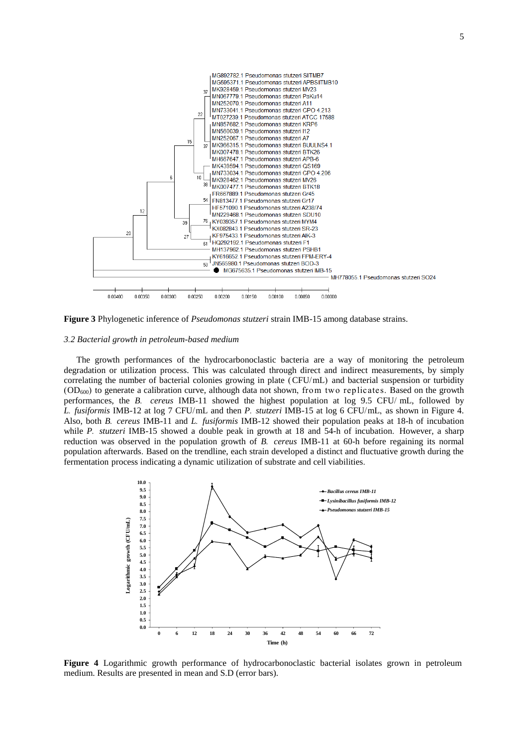MG892782.1 Pseudomonas stutzeri SIITMB7
MG595371.1 Pseudomonas stutzeri APBSIITMB10
MK928459.1 Pseudomonas stutzeri MV23
MN067779.1 Pseudomonas stutzeri PaKu14
MN252070.1 Pseudomonas stutzeri A11
MN733041.1 Pseudomonas stutzeri CPO 4.213
MT027239.1 Pseudomonas stutzeri ATCC 17588
MN857682.1 Pseudomonas stutzeri KRP6
MN560039.1 Pseudomonas stutzeri I12
MN252067.1 Pseudomonas stutzeri A7
MK966315.1 Pseudomonas stutzeri BUULNS4.1
MK007478.1 Pseudomonas stutzeri BTK26
MH667647.1 Pseudomonas stutzeri APB-6
MK439594.1 Pseudomonas stutzeri QS169
MN733034.1 Pseudomonas stutzeri CPO 4.206
MK928462.1 Pseudomonas stutzeri MV26
MK007477.1 Pseudomonas stutzeri BTK18
FR667889.1 Pseudomonas stutzeri Gr45
FN813477.1 Pseudomonas stutzeri Gr17
HF571090.1 Pseudomonas stutzeri A238/74
MN229468.1 Pseudomonas stutzeri SDU10
KY039357.1 Pseudomonas stutzeri MYM4
KX082843.1 Pseudomonas stutzeri SR-23
KF975433.1 Pseudomonas stutzeri AIK-3
HQ292192.1 Pseudomonas stutzeri F1
MH137962.1 Pseudomonas stutzeri PSHB1
KY616652.1 Pseudomonas stutzeri FPM-ERY-4
JN565980.1 Pseudomonas stutzeri BOD-3
MG675635.1 Pseudomonas stutzeri IMB-15
MH778055.1 Pseudomonas stutzeri SO24

37 22 15 37 6 10 38 12 54 39 76 20 27 51 53

0.00400 0.00350 0.00300 0.00250 0.00200 0.00150 0.00100 0.00050 0.00000

**Figure 3** Phylogenetic inference of *Pseudomonas stutzeri* strain IMB-15 among database strains.

*3.2 Bacterial growth in petroleum-based medium*

The growth performances of the hydrocarbonoclastic bacteria are a way of monitoring the petroleum degradation or utilization process. This was calculated through direct and indirect measurements, by simply correlating the number of bacterial colonies growing in plate (CFU/mL) and bacterial suspension or turbidity ($OD_{600}$) to generate a calibration curve, although data not shown, from two replicates. Based on the growth performances, the *B. cereus* IMB-11 showed the highest population at log 9.5 CFU/ mL, followed by *L. fusiformis* IMB-12 at log 7 CFU/mL and then *P. stutzeri* IMB-15 at log 6 CFU/mL, as shown in Figure 4. Also, both *B. cereus* IMB-11 and *L. fusiformis* IMB-12 showed their population peaks at 18-h of incubation while *P. stutzeri* IMB-15 showed a double peak in growth at 18 and 54-h of incubation. However, a sharp reduction was observed in the population growth of *B. cereus* IMB-11 at 60-h before regaining its normal population afterwards. Based on the trendline, each strain developed a distinct and fluctuative growth during the fermentation process indicating a dynamic utilization of substrate and cell viabilities.

Bacillus cereus IMB-11
Lysinibacillus fusiformis IMB-12
Pseudomonas stutzeri IMB-15

Logarithmic growth (CFU/mL)
10.0 9.5 9.0 8.5 8.0 7.5 7.0 6.5 6.0 5.5 5.0 4.5 4.0 3.5 3.0 2.5 2.0 1.5 1.0 0.5 0.0

Time (h)
0 6 12 18 24 30 36 42 48 54 60 66 72

**Figure 4** Logarithmic growth performance of hydrocarbonoclastic bacterial isolates grown in petroleum medium. Results are presented in mean and S.D (error bars).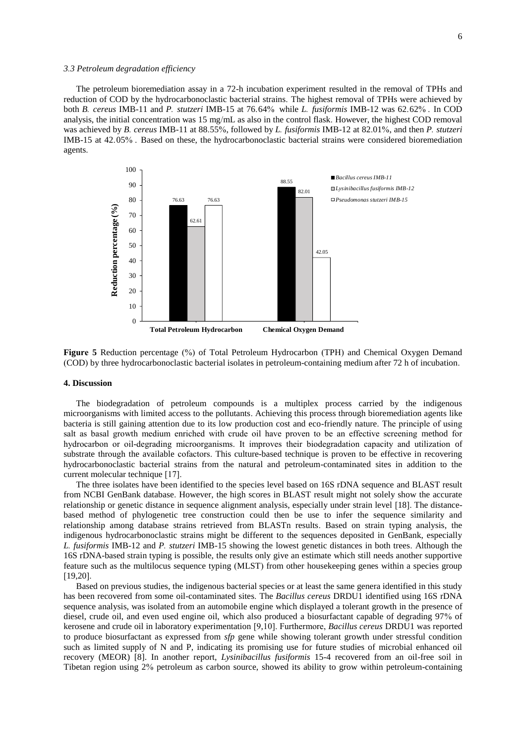### 3.3 Petroleum degradation efficiency

The petroleum bioremediation assay in a 72-h incubation experiment resulted in the removal of TPHs and reduction of COD by the hydrocarbonoclastic bacterial strains. The highest removal of TPHs were achieved by both *B. cereus* IMB-11 and *P. stutzeri* IMB-15 at 76.64% while *L. fusiformis* IMB-12 was 62.62%. In COD analysis, the initial concentration was 15 mg/mL as also in the control flask. However, the highest COD removal was achieved by *B. cereus* IMB-11 at 88.55%, followed by *L. fusiformis* IMB-12 at 82.01%, and then *P. stutzeri* IMB-15 at 42.05%. Based on these, the hydrocarbonoclastic bacterial strains were considered bioremediation agents.

Reduction percentage (%)

100
90
80
70
60
50
40
30
20
10
0

76.63
62.61
76.63
88.55
82.01
42.05

Total Petroleum Hydrocarbon
Chemical Oxygen Demand

*Bacillus cereus IMB-11*
*Lysinibacillus fusiformis IMB-12*
*Pseudomonas stutzeri IMB-15*

**Figure 5** Reduction percentage (%) of Total Petroleum Hydrocarbon (TPH) and Chemical Oxygen Demand (COD) by three hydrocarbonoclastic bacterial isolates in petroleum-containing medium after 72 h of incubation.

## 4. Discussion

The biodegradation of petroleum compounds is a multiplex process carried by the indigenous microorganisms with limited access to the pollutants. Achieving this process through bioremediation agents like bacteria is still gaining attention due to its low production cost and eco-friendly nature. The principle of using salt as basal growth medium enriched with crude oil have proven to be an effective screening method for hydrocarbon or oil-degrading microorganisms. It improves their biodegradation capacity and utilization of substrate through the available cofactors. This culture-based technique is proven to be effective in recovering hydrocarbonoclastic bacterial strains from the natural and petroleum-contaminated sites in addition to the current molecular technique [17].

The three isolates have been identified to the species level based on 16S rDNA sequence and BLAST result from NCBI GenBank database. However, the high scores in BLAST result might not solely show the accurate relationship or genetic distance in sequence alignment analysis, especially under strain level [18]. The distance-based method of phylogenetic tree construction could then be use to infer the sequence similarity and relationship among database strains retrieved from BLASTn results. Based on strain typing analysis, the indigenous hydrocarbonoclastic strains might be different to the sequences deposited in GenBank, especially *L. fusiformis* IMB-12 and *P. stutzeri* IMB-15 showing the lowest genetic distances in both trees. Although the 16S rDNA-based strain typing is possible, the results only give an estimate which still needs another supportive feature such as the multilocus sequence typing (MLST) from other housekeeping genes within a species group [19,20].

Based on previous studies, the indigenous bacterial species or at least the same genera identified in this study has been recovered from some oil-contaminated sites. The *Bacillus cereus* DRDU1 identified using 16S rDNA sequence analysis, was isolated from an automobile engine which displayed a tolerant growth in the presence of diesel, crude oil, and even used engine oil, which also produced a biosurfactant capable of degrading 97% of kerosene and crude oil in laboratory experimentation [9,10]. Furthermore, *Bacillus cereus* DRDU1 was reported to produce biosurfactant as expressed from *sfp* gene while showing tolerant growth under stressful condition such as limited supply of N and P, indicating its promising use for future studies of microbial enhanced oil recovery (MEOR) [8]. In another report, *Lysinibacillus fusiformis* 15-4 recovered from an oil-free soil in Tibetan region using 2% petroleum as carbon source, showed its ability to grow within petroleum-containing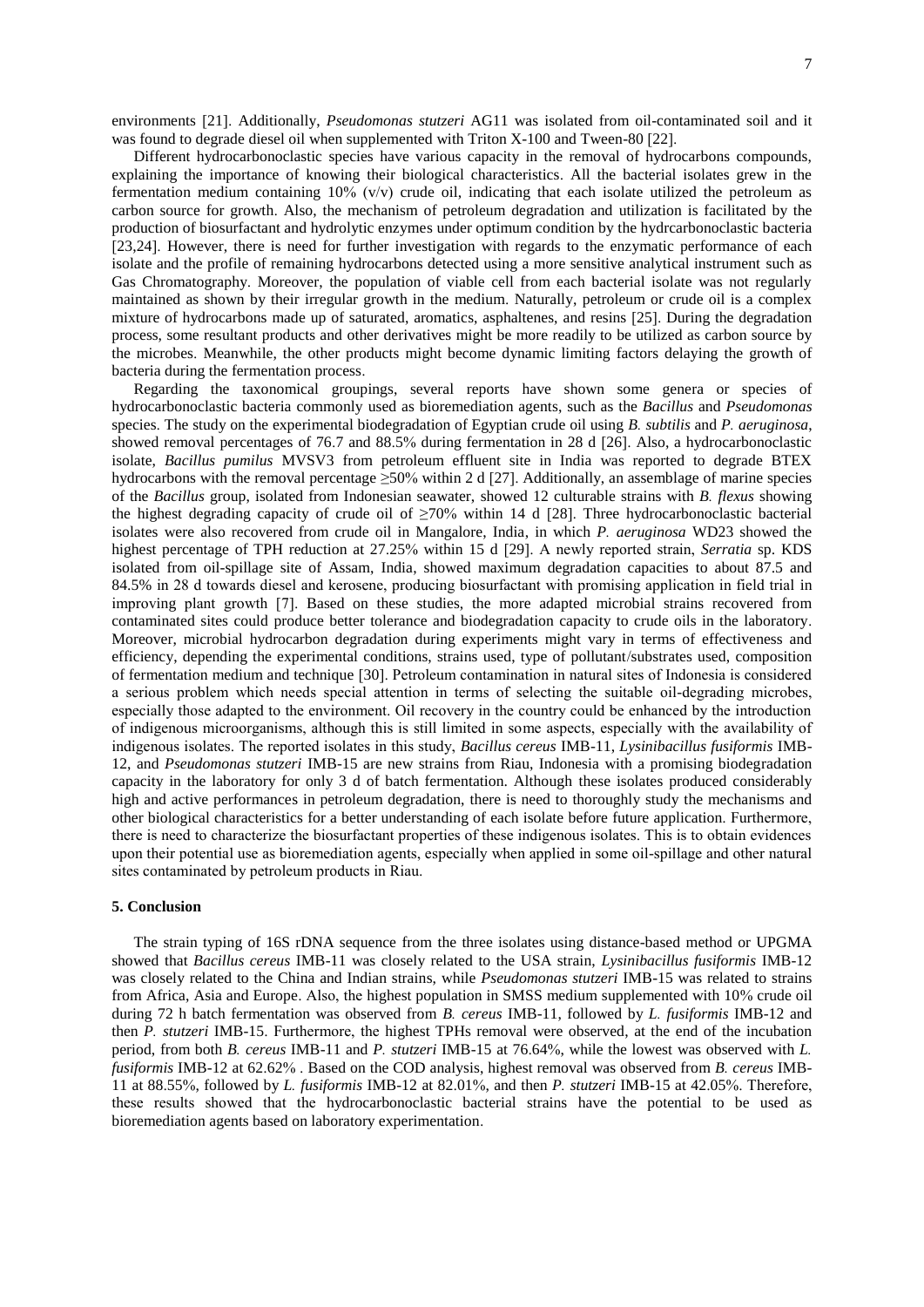environments [21]. Additionally, *Pseudomonas stutzeri* AG11 was isolated from oil-contaminated soil and it was found to degrade diesel oil when supplemented with Triton X-100 and Tween-80 [22].

Different hydrocarbonoclastic species have various capacity in the removal of hydrocarbons compounds, explaining the importance of knowing their biological characteristics. All the bacterial isolates grew in the fermentation medium containing 10% (v/v) crude oil, indicating that each isolate utilized the petroleum as carbon source for growth. Also, the mechanism of petroleum degradation and utilization is facilitated by the production of biosurfactant and hydrolytic enzymes under optimum condition by the hydrcarbonoclastic bacteria [23,24]. However, there is need for further investigation with regards to the enzymatic performance of each isolate and the profile of remaining hydrocarbons detected using a more sensitive analytical instrument such as Gas Chromatography. Moreover, the population of viable cell from each bacterial isolate was not regularly maintained as shown by their irregular growth in the medium. Naturally, petroleum or crude oil is a complex mixture of hydrocarbons made up of saturated, aromatics, asphaltenes, and resins [25]. During the degradation process, some resultant products and other derivatives might be more readily to be utilized as carbon source by the microbes. Meanwhile, the other products might become dynamic limiting factors delaying the growth of bacteria during the fermentation process.

Regarding the taxonomical groupings, several reports have shown some genera or species of hydrocarbonoclastic bacteria commonly used as bioremediation agents, such as the *Bacillus* and *Pseudomonas* species. The study on the experimental biodegradation of Egyptian crude oil using *B. subtilis* and *P. aeruginosa*, showed removal percentages of 76.7 and 88.5% during fermentation in 28 d [26]. Also, a hydrocarbonoclastic isolate, *Bacillus pumilus* MVSV3 from petroleum effluent site in India was reported to degrade BTEX hydrocarbons with the removal percentage ≥50% within 2 d [27]. Additionally, an assemblage of marine species of the *Bacillus* group, isolated from Indonesian seawater, showed 12 culturable strains with *B. flexus* showing the highest degrading capacity of crude oil of ≥70% within 14 d [28]. Three hydrocarbonoclastic bacterial isolates were also recovered from crude oil in Mangalore, India, in which *P. aeruginosa* WD23 showed the highest percentage of TPH reduction at 27.25% within 15 d [29]. A newly reported strain, *Serratia* sp. KDS isolated from oil-spillage site of Assam, India, showed maximum degradation capacities to about 87.5 and 84.5% in 28 d towards diesel and kerosene, producing biosurfactant with promising application in field trial in improving plant growth [7]. Based on these studies, the more adapted microbial strains recovered from contaminated sites could produce better tolerance and biodegradation capacity to crude oils in the laboratory. Moreover, microbial hydrocarbon degradation during experiments might vary in terms of effectiveness and efficiency, depending the experimental conditions, strains used, type of pollutant/substrates used, composition of fermentation medium and technique [30]. Petroleum contamination in natural sites of Indonesia is considered a serious problem which needs special attention in terms of selecting the suitable oil-degrading microbes, especially those adapted to the environment. Oil recovery in the country could be enhanced by the introduction of indigenous microorganisms, although this is still limited in some aspects, especially with the availability of indigenous isolates. The reported isolates in this study, *Bacillus cereus* IMB-11, *Lysinibacillus fusiformis* IMB-12, and *Pseudomonas stutzeri* IMB-15 are new strains from Riau, Indonesia with a promising biodegradation capacity in the laboratory for only 3 d of batch fermentation. Although these isolates produced considerably high and active performances in petroleum degradation, there is need to thoroughly study the mechanisms and other biological characteristics for a better understanding of each isolate before future application. Furthermore, there is need to characterize the biosurfactant properties of these indigenous isolates. This is to obtain evidences upon their potential use as bioremediation agents, especially when applied in some oil-spillage and other natural sites contaminated by petroleum products in Riau.

## 5. Conclusion

The strain typing of 16S rDNA sequence from the three isolates using distance-based method or UPGMA showed that *Bacillus cereus* IMB-11 was closely related to the USA strain, *Lysinibacillus fusiformis* IMB-12 was closely related to the China and Indian strains, while *Pseudomonas stutzeri* IMB-15 was related to strains from Africa, Asia and Europe. Also, the highest population in SMSS medium supplemented with 10% crude oil during 72 h batch fermentation was observed from *B. cereus* IMB-11, followed by *L. fusiformis* IMB-12 and then *P. stutzeri* IMB-15. Furthermore, the highest TPHs removal were observed, at the end of the incubation period, from both *B. cereus* IMB-11 and *P. stutzeri* IMB-15 at 76.64%, while the lowest was observed with *L. fusiformis* IMB-12 at 62.62% . Based on the COD analysis, highest removal was observed from *B. cereus* IMB-11 at 88.55%, followed by *L. fusiformis* IMB-12 at 82.01%, and then *P. stutzeri* IMB-15 at 42.05%. Therefore, these results showed that the hydrocarbonoclastic bacterial strains have the potential to be used as bioremediation agents based on laboratory experimentation.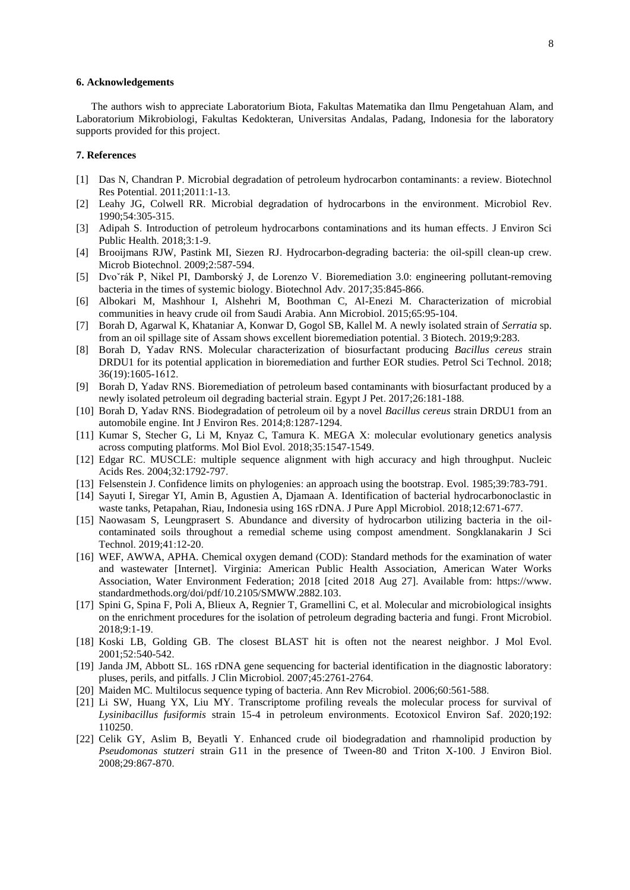### 6. Acknowledgements

The authors wish to appreciate Laboratorium Biota, Fakultas Matematika dan Ilmu Pengetahuan Alam, and Laboratorium Mikrobiologi, Fakultas Kedokteran, Universitas Andalas, Padang, Indonesia for the laboratory supports provided for this project.

### 7. References

[1] Das N, Chandran P. Microbial degradation of petroleum hydrocarbon contaminants: a review. Biotechnol Res Potential. 2011;2011:1-13.

[2] Leahy JG, Colwell RR. Microbial degradation of hydrocarbons in the environment. Microbiol Rev. 1990;54:305-315.

[3] Adipah S. Introduction of petroleum hydrocarbons contaminations and its human effects. J Environ Sci Public Health. 2018;3:1-9.

[4] Brooijmans RJW, Pastink MI, Siezen RJ. Hydrocarbon-degrading bacteria: the oil-spill clean-up crew. Microb Biotechnol. 2009;2:587-594.

[5] Dvořák P, Nikel PI, Damborský J, de Lorenzo V. Bioremediation 3.0: engineering pollutant-removing bacteria in the times of systemic biology. Biotechnol Adv. 2017;35:845-866.

[6] Albokari M, Mashhour I, Alshehri M, Boothman C, Al-Enezi M. Characterization of microbial communities in heavy crude oil from Saudi Arabia. Ann Microbiol. 2015;65:95-104.

[7] Borah D, Agarwal K, Khataniar A, Konwar D, Gogol SB, Kallel M. A newly isolated strain of *Serratia* sp. from an oil spillage site of Assam shows excellent bioremediation potential. 3 Biotech. 2019;9:283.

[8] Borah D, Yadav RNS. Molecular characterization of biosurfactant producing *Bacillus cereus* strain DRDU1 for its potential application in bioremediation and further EOR studies. Petrol Sci Technol. 2018; 36(19):1605-1612.

[9] Borah D, Yadav RNS. Bioremediation of petroleum based contaminants with biosurfactant produced by a newly isolated petroleum oil degrading bacterial strain. Egypt J Pet. 2017;26:181-188.

[10] Borah D, Yadav RNS. Biodegradation of petroleum oil by a novel *Bacillus cereus* strain DRDU1 from an automobile engine. Int J Environ Res. 2014;8:1287-1294.

[11] Kumar S, Stecher G, Li M, Knyaz C, Tamura K. MEGA X: molecular evolutionary genetics analysis across computing platforms. Mol Biol Evol. 2018;35:1547-1549.

[12] Edgar RC. MUSCLE: multiple sequence alignment with high accuracy and high throughput. Nucleic Acids Res. 2004;32:1792-797.

[13] Felsenstein J. Confidence limits on phylogenies: an approach using the bootstrap. Evol. 1985;39:783-791.

[14] Sayuti I, Siregar YI, Amin B, Agustien A, Djamaan A. Identification of bacterial hydrocarbonoclastic in waste tanks, Petapahan, Riau, Indonesia using 16S rDNA. J Pure Appl Microbiol. 2018;12:671-677.

[15] Naowasam S, Leungprasert S. Abundance and diversity of hydrocarbon utilizing bacteria in the oil-contaminated soils throughout a remedial scheme using compost amendment. Songklanakarin J Sci Technol. 2019;41:12-20.

[16] WEF, AWWA, APHA. Chemical oxygen demand (COD): Standard methods for the examination of water and wastewater [Internet]. Virginia: American Public Health Association, American Water Works Association, Water Environment Federation; 2018 [cited 2018 Aug 27]. Available from: https://www.standardmethods.org/doi/pdf/10.2105/SMWW.2882.103.

[17] Spini G, Spina F, Poli A, Blieux A, Regnier T, Gramellini C, et al. Molecular and microbiological insights on the enrichment procedures for the isolation of petroleum degrading bacteria and fungi. Front Microbiol. 2018;9:1-19.

[18] Koski LB, Golding GB. The closest BLAST hit is often not the nearest neighbor. J Mol Evol. 2001;52:540-542.

[19] Janda JM, Abbott SL. 16S rDNA gene sequencing for bacterial identification in the diagnostic laboratory: pluses, perils, and pitfalls. J Clin Microbiol. 2007;45:2761-2764.

[20] Maiden MC. Multilocus sequence typing of bacteria. Ann Rev Microbiol. 2006;60:561-588.

[21] Li SW, Huang YX, Liu MY. Transcriptome profiling reveals the molecular process for survival of *Lysinibacillus fusiformis* strain 15-4 in petroleum environments. Ecotoxicol Environ Saf. 2020;192: 110250.

[22] Celik GY, Aslim B, Beyatli Y. Enhanced crude oil biodegradation and rhamnolipid production by *Pseudomonas stutzeri* strain G11 in the presence of Tween-80 and Triton X-100. J Environ Biol. 2008;29:867-870.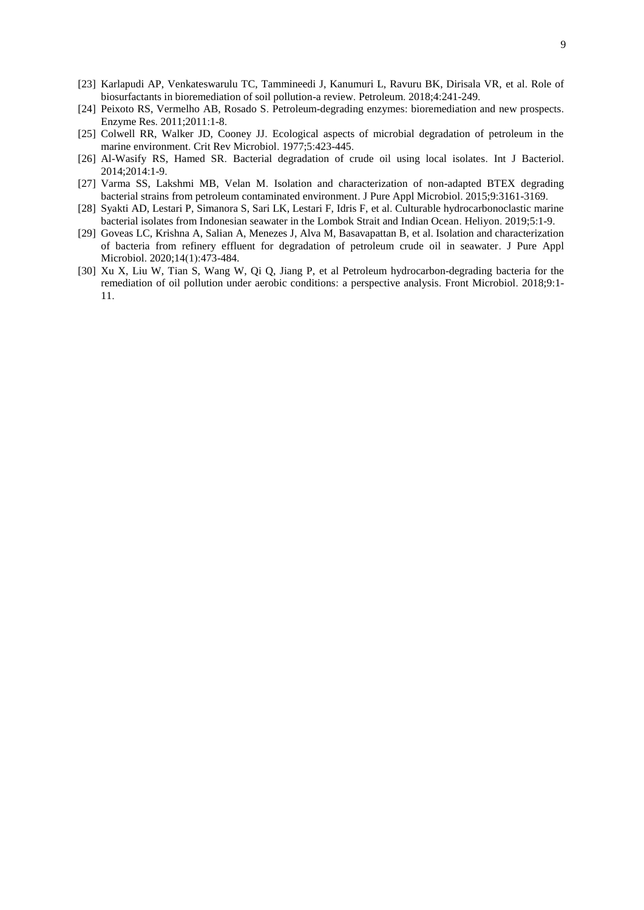[23] Karlapudi AP, Venkateswarulu TC, Tammineedi J, Kanumuri L, Ravuru BK, Dirisala VR, et al. Role of biosurfactants in bioremediation of soil pollution-a review. Petroleum. 2018;4:241-249.

[24] Peixoto RS, Vermelho AB, Rosado S. Petroleum-degrading enzymes: bioremediation and new prospects. Enzyme Res. 2011;2011:1-8.

[25] Colwell RR, Walker JD, Cooney JJ. Ecological aspects of microbial degradation of petroleum in the marine environment. Crit Rev Microbiol. 1977;5:423-445.

[26] Al-Wasify RS, Hamed SR. Bacterial degradation of crude oil using local isolates. Int J Bacteriol. 2014;2014:1-9.

[27] Varma SS, Lakshmi MB, Velan M. Isolation and characterization of non-adapted BTEX degrading bacterial strains from petroleum contaminated environment. J Pure Appl Microbiol. 2015;9:3161-3169.

[28] Syakti AD, Lestari P, Simanora S, Sari LK, Lestari F, Idris F, et al. Culturable hydrocarbonoclastic marine bacterial isolates from Indonesian seawater in the Lombok Strait and Indian Ocean. Heliyon. 2019;5:1-9.

[29] Goveas LC, Krishna A, Salian A, Menezes J, Alva M, Basavapattan B, et al. Isolation and characterization of bacteria from refinery effluent for degradation of petroleum crude oil in seawater. J Pure Appl Microbiol. 2020;14(1):473-484.

[30] Xu X, Liu W, Tian S, Wang W, Qi Q, Jiang P, et al Petroleum hydrocarbon-degrading bacteria for the remediation of oil pollution under aerobic conditions: a perspective analysis. Front Microbiol. 2018;9:1-11.